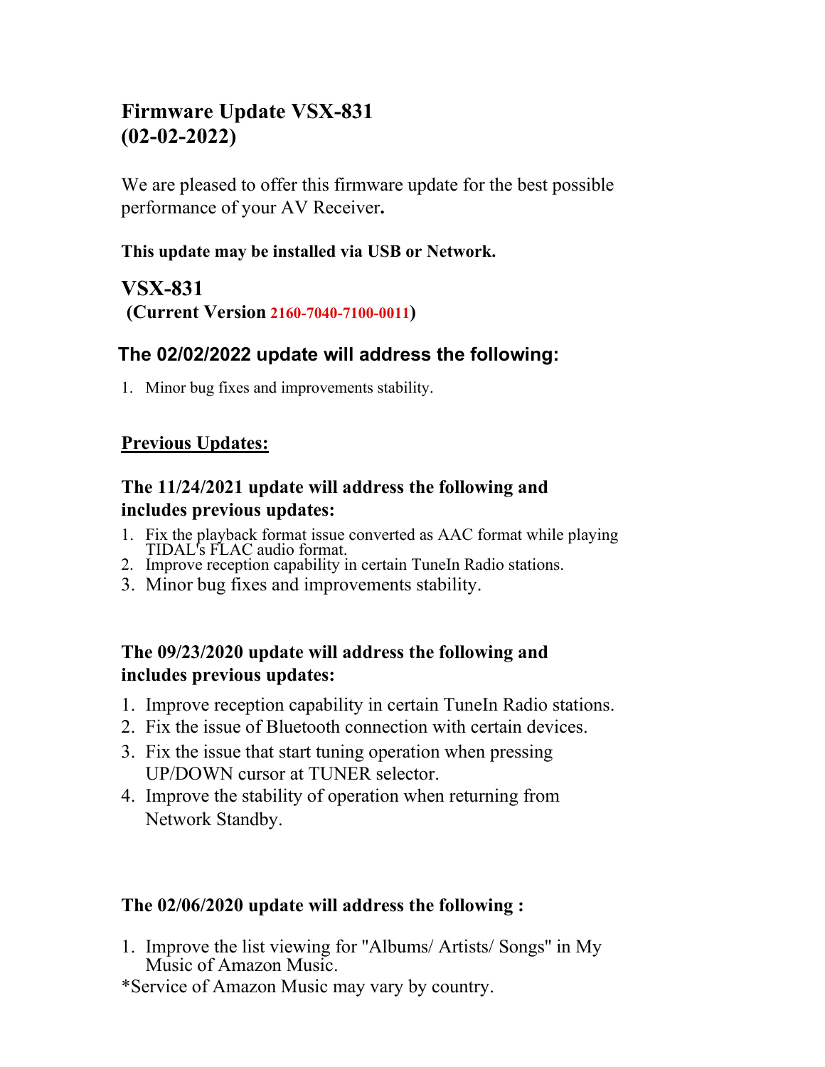# Firmware Update VSX-831
# (02-02-2022)

We are pleased to offer this firmware update for the best possible performance of your AV Receiver**.**

**This update may be installed via USB or Network.**

## VSX-831

**(Current Version 2160-7040-7100-0011)**

## The 02/02/2022 update will address the following:

1. Minor bug fixes and improvements stability.

**<u>Previous Updates:</u>**

### The 11/24/2021 update will address the following and includes previous updates:

1. Fix the playback format issue converted as AAC format while playing TIDAL's FLAC audio format.
2. Improve reception capability in certain TuneIn Radio stations.
3. Minor bug fixes and improvements stability.

### The 09/23/2020 update will address the following and includes previous updates:

1. Improve reception capability in certain TuneIn Radio stations.
2. Fix the issue of Bluetooth connection with certain devices.
3. Fix the issue that start tuning operation when pressing UP/DOWN cursor at TUNER selector.
4. Improve the stability of operation when returning from Network Standby.

### The 02/06/2020 update will address the following :

1. Improve the list viewing for "Albums/ Artists/ Songs" in My Music of Amazon Music.

*Service of Amazon Music may vary by country.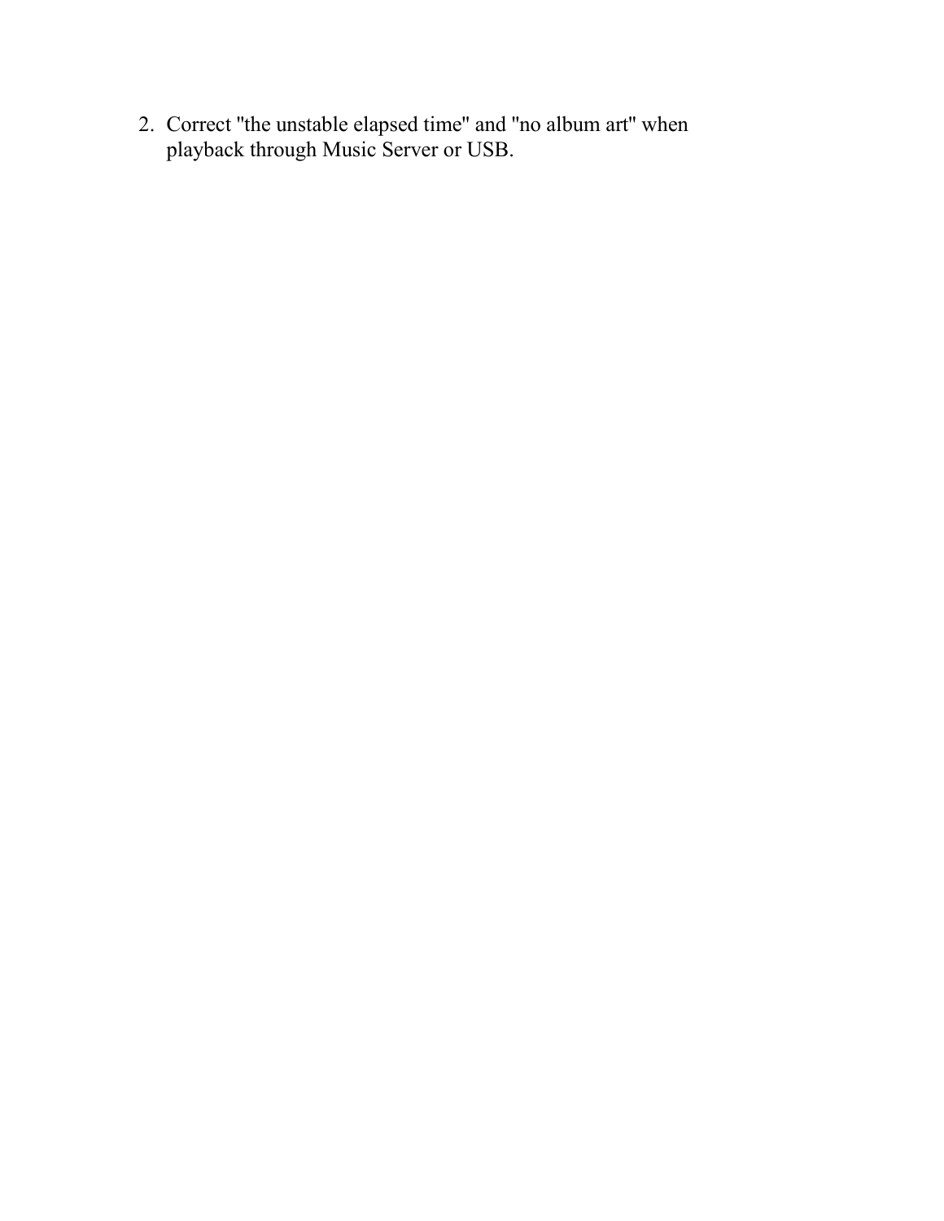2. Correct "the unstable elapsed time" and "no album art" when playback through Music Server or USB.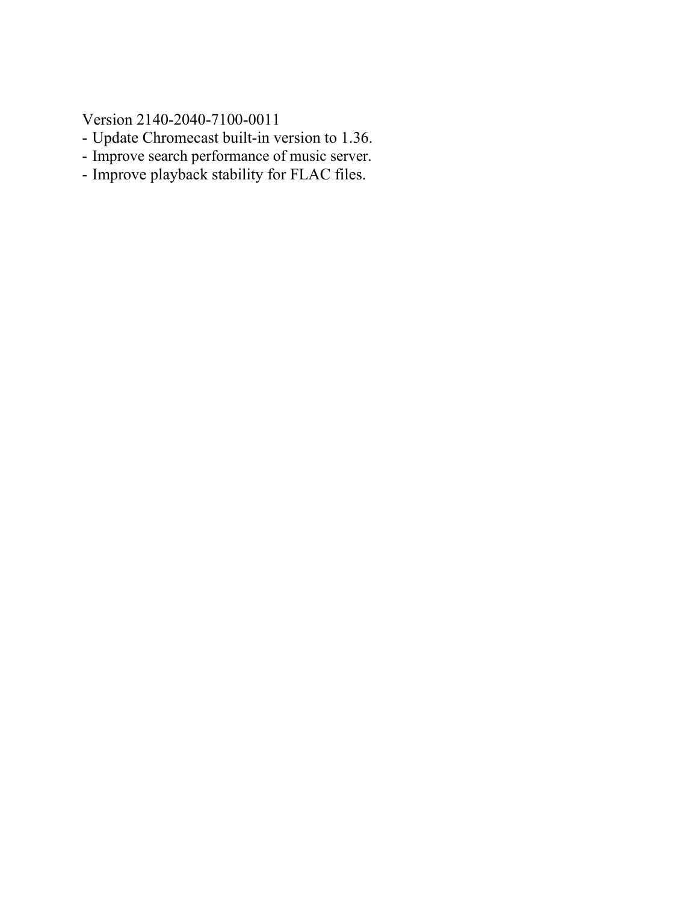Version 2140-2040-7100-0011

- Update Chromecast built-in version to 1.36.
- Improve search performance of music server.
- Improve playback stability for FLAC files.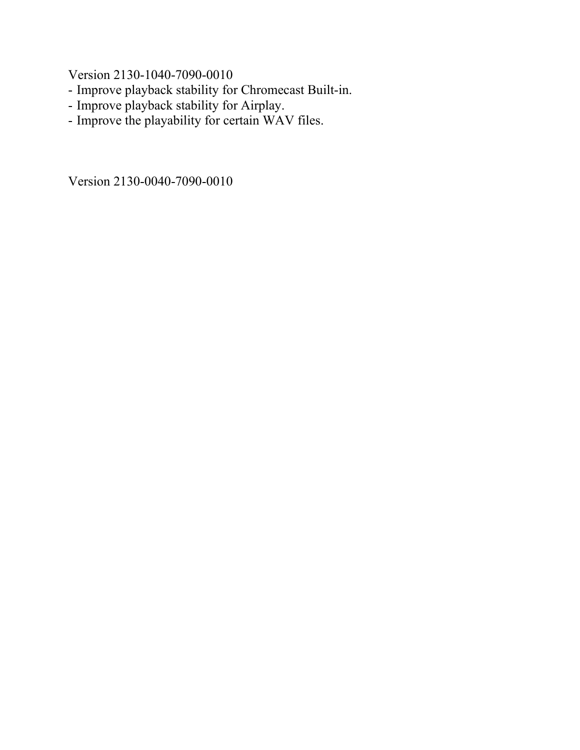Version 2130-1040-7090-0010

- Improve playback stability for Chromecast Built-in.
- Improve playback stability for Airplay.
- Improve the playability for certain WAV files.

Version 2130-0040-7090-0010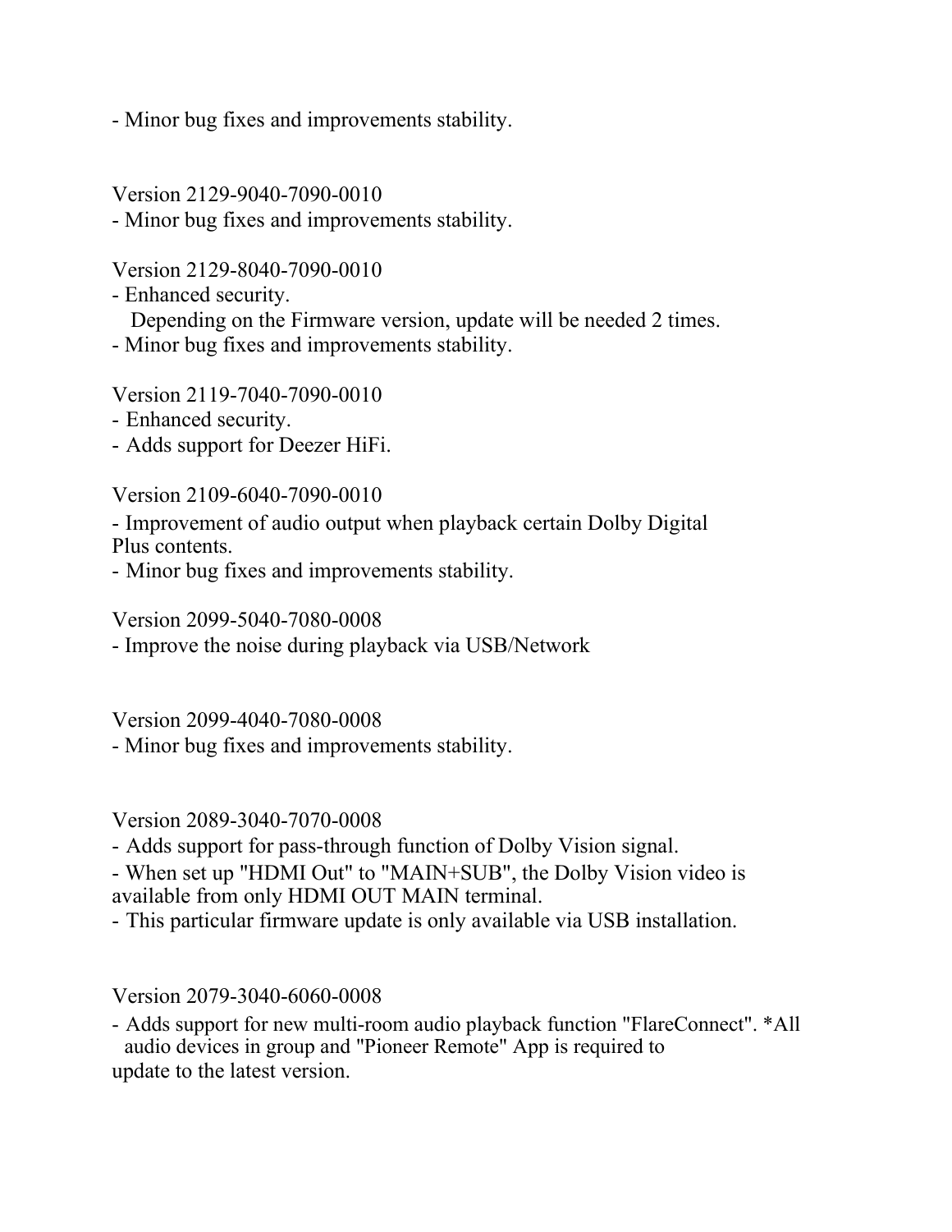- Minor bug fixes and improvements stability.

Version 2129-9040-7090-0010
- Minor bug fixes and improvements stability.

Version 2129-8040-7090-0010
- Enhanced security.
  Depending on the Firmware version, update will be needed 2 times.
- Minor bug fixes and improvements stability.

Version 2119-7040-7090-0010
- Enhanced security.
- Adds support for Deezer HiFi.

Version 2109-6040-7090-0010
- Improvement of audio output when playback certain Dolby Digital Plus contents.
- Minor bug fixes and improvements stability.

Version 2099-5040-7080-0008
- Improve the noise during playback via USB/Network

Version 2099-4040-7080-0008
- Minor bug fixes and improvements stability.

Version 2089-3040-7070-0008
- Adds support for pass-through function of Dolby Vision signal.
- When set up "HDMI Out" to "MAIN+SUB", the Dolby Vision video is available from only HDMI OUT MAIN terminal.
- This particular firmware update is only available via USB installation.

Version 2079-3040-6060-0008
- Adds support for new multi-room audio playback function "FlareConnect". *All audio devices in group and "Pioneer Remote" App is required to update to the latest version.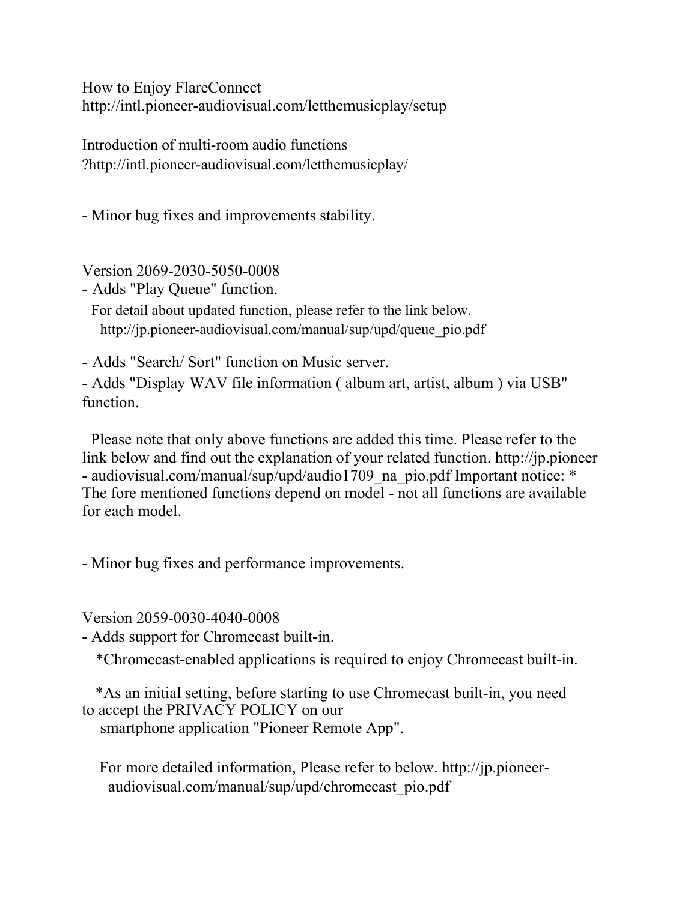How to Enjoy FlareConnect
http://intl.pioneer-audiovisual.com/letthemusicplay/setup

Introduction of multi-room audio functions
?http://intl.pioneer-audiovisual.com/letthemusicplay/

- Minor bug fixes and improvements stability.

Version 2069-2030-5050-0008
- Adds "Play Queue" function.
  For detail about updated function, please refer to the link below.
  http://jp.pioneer-audiovisual.com/manual/sup/upd/queue_pio.pdf
- Adds "Search/ Sort" function on Music server.
- Adds "Display WAV file information ( album art, artist, album ) via USB" function.

Please note that only above functions are added this time. Please refer to the link below and find out the explanation of your related function. http://jp.pioneer - audiovisual.com/manual/sup/upd/audio1709_na_pio.pdf Important notice: * The fore mentioned functions depend on model - not all functions are available for each model.

- Minor bug fixes and performance improvements.

Version 2059-0030-4040-0008
- Adds support for Chromecast built-in.

  *Chromecast-enabled applications is required to enjoy Chromecast built-in.

  *As an initial setting, before starting to use Chromecast built-in, you need to accept the PRIVACY POLICY on our smartphone application "Pioneer Remote App".

  For more detailed information, Please refer to below. http://jp.pioneer-audiovisual.com/manual/sup/upd/chromecast_pio.pdf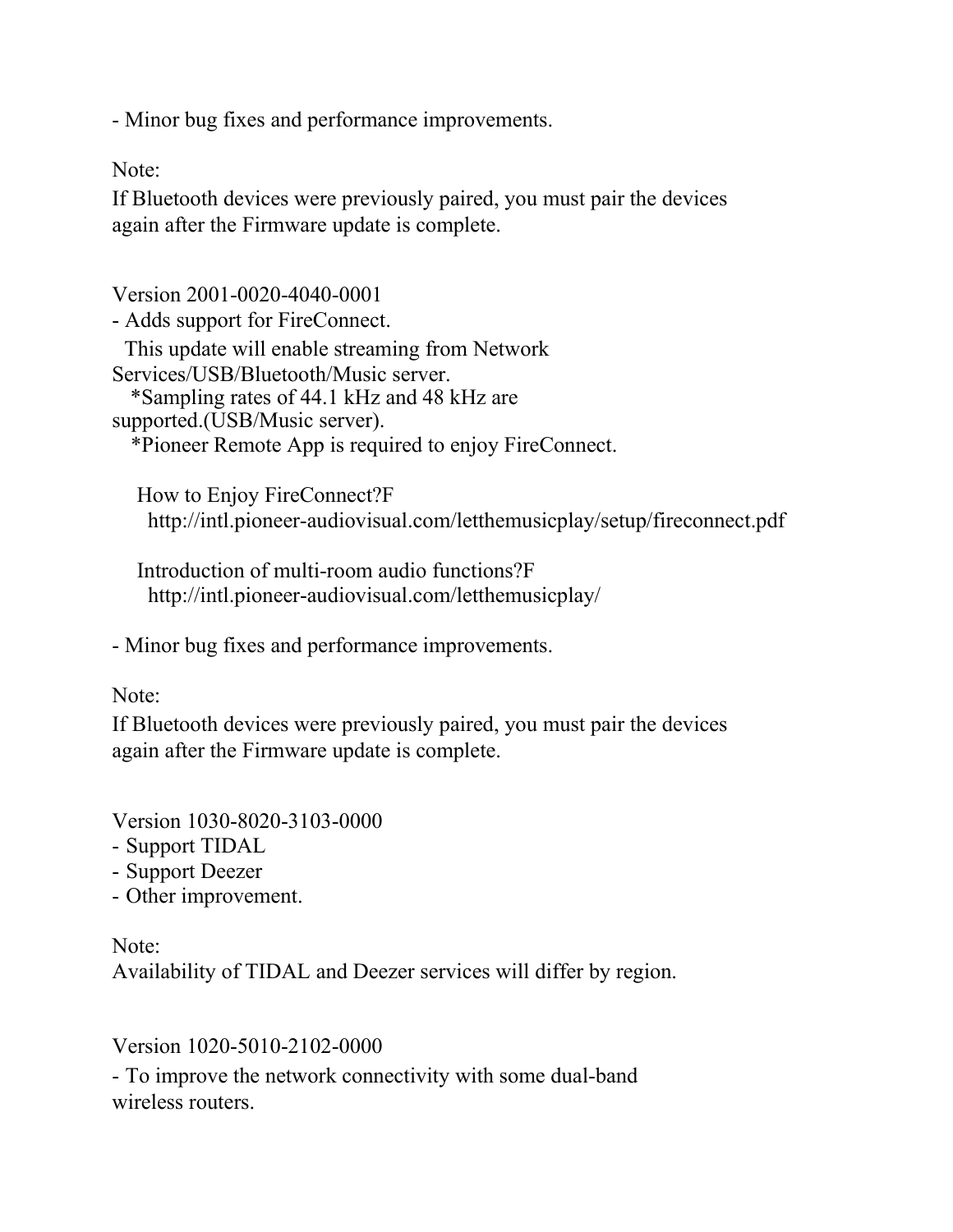- Minor bug fixes and performance improvements.

Note:
If Bluetooth devices were previously paired, you must pair the devices again after the Firmware update is complete.

Version 2001-0020-4040-0001
- Adds support for FireConnect.
  This update will enable streaming from Network Services/USB/Bluetooth/Music server.
    *Sampling rates of 44.1 kHz and 48 kHz are supported.(USB/Music server).
    *Pioneer Remote App is required to enjoy FireConnect.

    How to Enjoy FireConnect?F
      http://intl.pioneer-audiovisual.com/letthemusicplay/setup/fireconnect.pdf

    Introduction of multi-room audio functions?F
      http://intl.pioneer-audiovisual.com/letthemusicplay/

- Minor bug fixes and performance improvements.

Note:
If Bluetooth devices were previously paired, you must pair the devices again after the Firmware update is complete.

Version 1030-8020-3103-0000
- Support TIDAL
- Support Deezer
- Other improvement.

Note:
Availability of TIDAL and Deezer services will differ by region.

Version 1020-5010-2102-0000
- To improve the network connectivity with some dual-band wireless routers.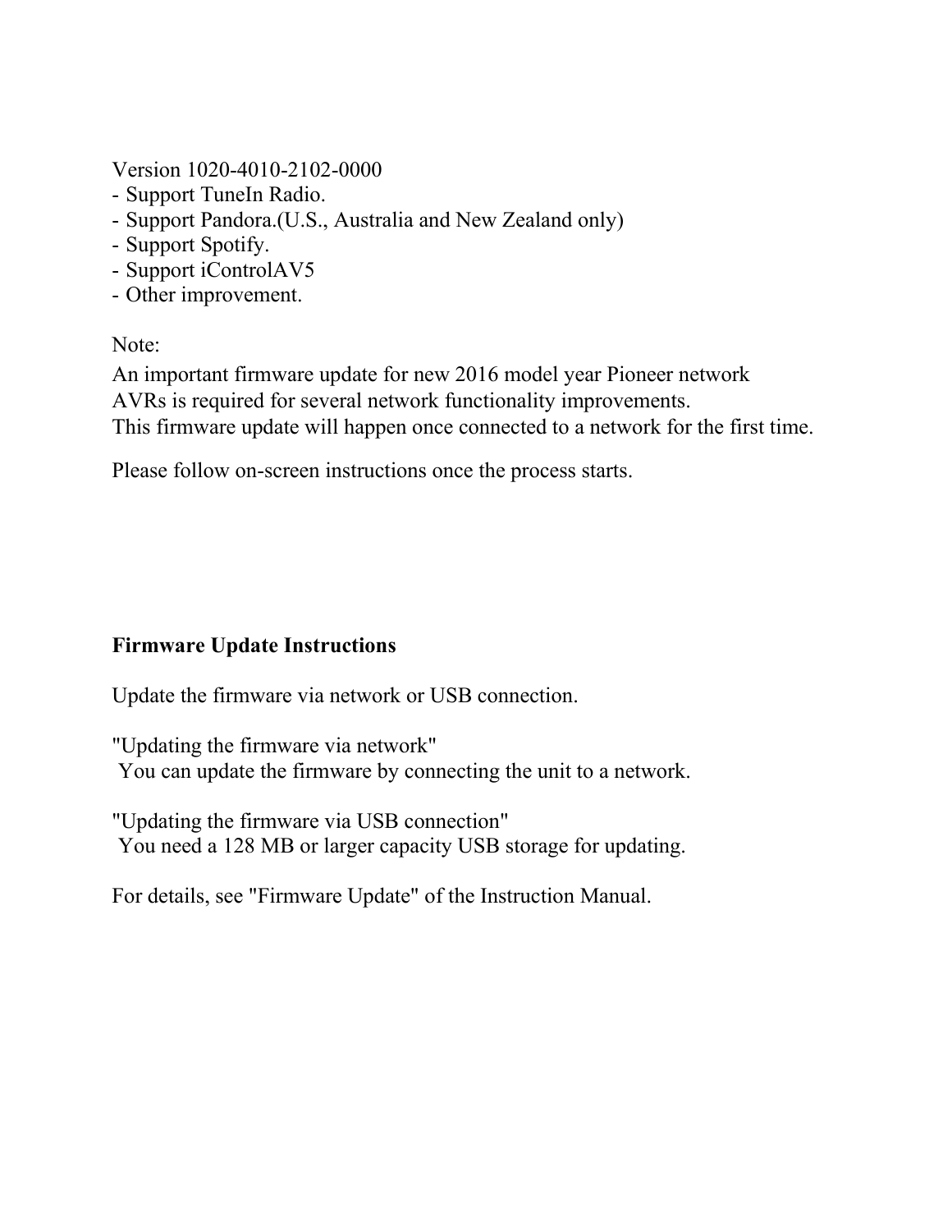Version 1020-4010-2102-0000

- Support TuneIn Radio.
- Support Pandora.(U.S., Australia and New Zealand only)
- Support Spotify.
- Support iControlAV5
- Other improvement.

Note:

An important firmware update for new 2016 model year Pioneer network AVRs is required for several network functionality improvements.
This firmware update will happen once connected to a network for the first time.

Please follow on-screen instructions once the process starts.

**Firmware Update Instructions**

Update the firmware via network or USB connection.

"Updating the firmware via network"
You can update the firmware by connecting the unit to a network.

"Updating the firmware via USB connection"
You need a 128 MB or larger capacity USB storage for updating.

For details, see "Firmware Update" of the Instruction Manual.